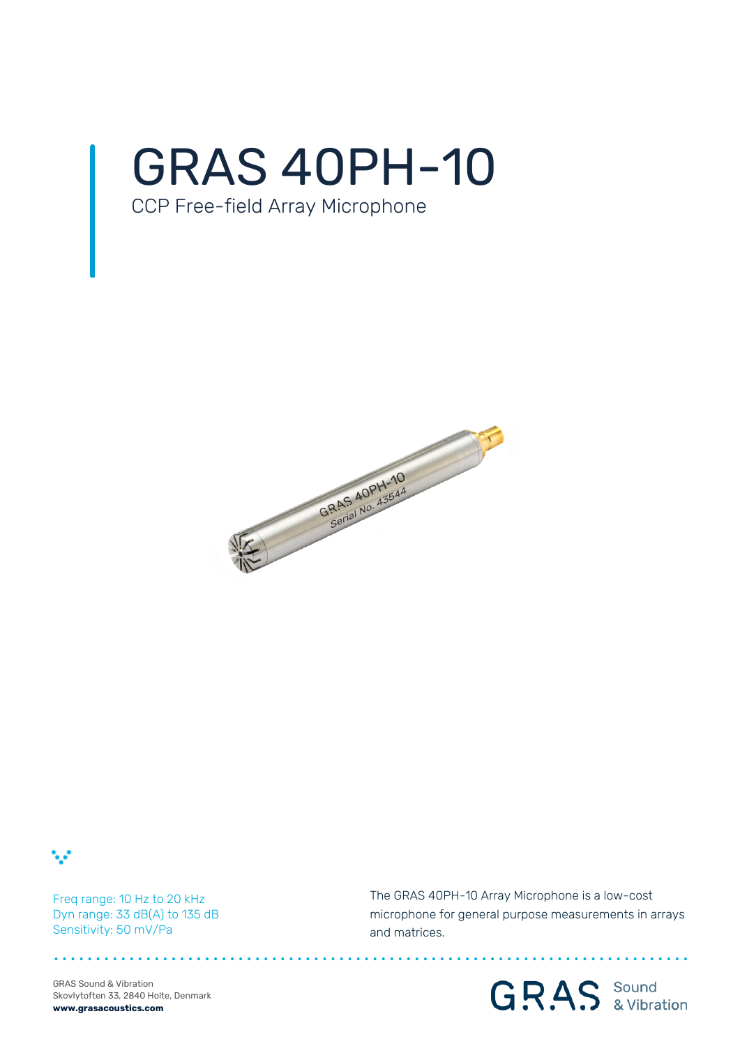# GRAS 40PH-10

CCP Free-field Array Microphone

Freq range: 10 Hz to 20 kHz
Dyn range: 33 dB(A) to 135 dB
Sensitivity: 50 mV/Pa

The GRAS 40PH-10 Array Microphone is a low-cost microphone for general purpose measurements in arrays and matrices.

GRAS Sound & Vibration
Skovlytoften 33, 2840 Holte, Denmark
**www.grasacoustics.com**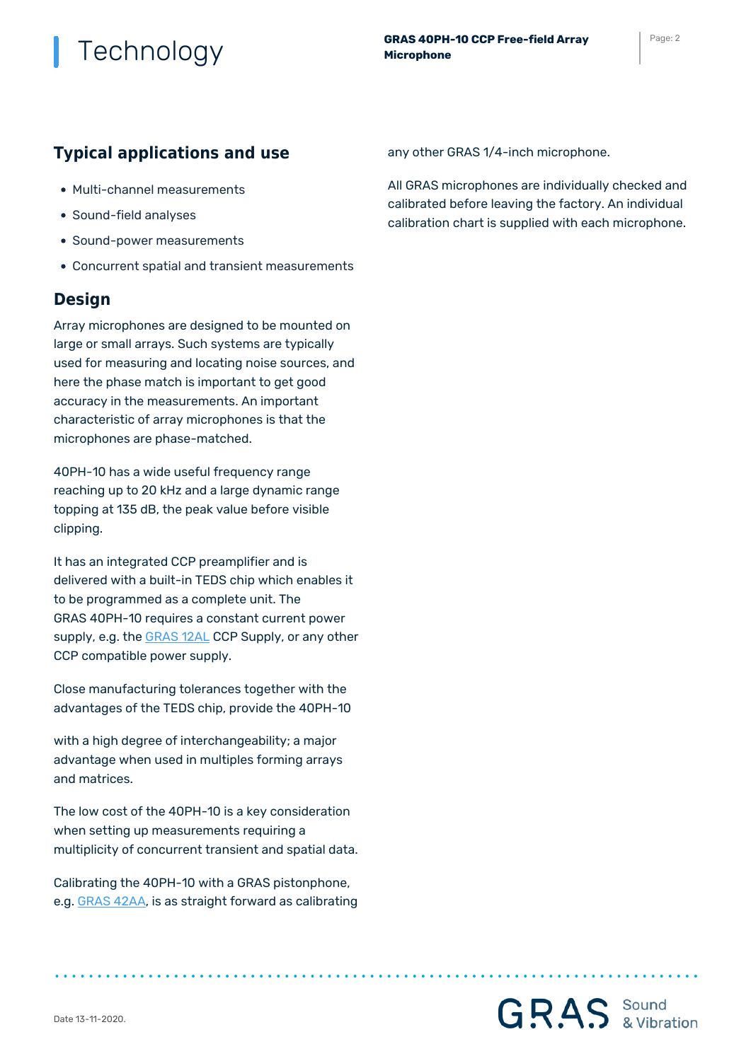## Typical applications and use

- Multi-channel measurements
- Sound-field analyses
- Sound-power measurements
- Concurrent spatial and transient measurements

## Design

Array microphones are designed to be mounted on large or small arrays. Such systems are typically used for measuring and locating noise sources, and here the phase match is important to get good accuracy in the measurements. An important characteristic of array microphones is that the microphones are phase-matched.

40PH-10 has a wide useful frequency range reaching up to 20 kHz and a large dynamic range topping at 135 dB, the peak value before visible clipping.

It has an integrated CCP preamplifier and is delivered with a built-in TEDS chip which enables it to be programmed as a complete unit. The GRAS 40PH-10 requires a constant current power supply, e.g. the GRAS 12AL CCP Supply, or any other CCP compatible power supply.

Close manufacturing tolerances together with the advantages of the TEDS chip, provide the 40PH-10 with a high degree of interchangeability; a major advantage when used in multiples forming arrays and matrices.

The low cost of the 40PH-10 is a key consideration when setting up measurements requiring a multiplicity of concurrent transient and spatial data.

Calibrating the 40PH-10 with a GRAS pistonphone, e.g. GRAS 42AA, is as straight forward as calibrating any other GRAS 1/4-inch microphone.

All GRAS microphones are individually checked and calibrated before leaving the factory. An individual calibration chart is supplied with each microphone.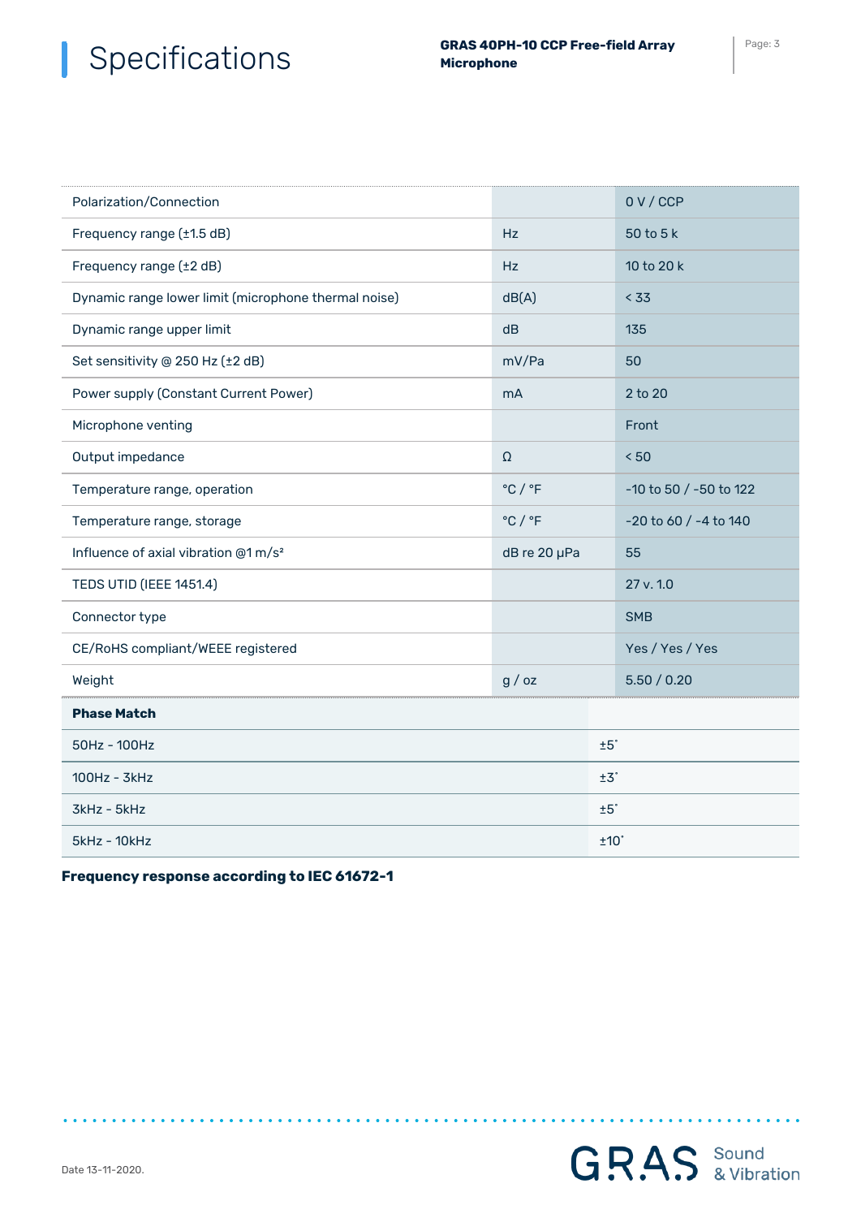# Specifications

| | | |
|---|---|---|
| Polarization/Connection | | 0 V / CCP |
| Frequency range (±1.5 dB) | Hz | 50 to 5 k |
| Frequency range (±2 dB) | Hz | 10 to 20 k |
| Dynamic range lower limit (microphone thermal noise) | dB(A) | < 33 |
| Dynamic range upper limit | dB | 135 |
| Set sensitivity @ 250 Hz (±2 dB) | mV/Pa | 50 |
| Power supply (Constant Current Power) | mA | 2 to 20 |
| Microphone venting | | Front |
| Output impedance | Ω | < 50 |
| Temperature range, operation | °C / °F | -10 to 50 / -50 to 122 |
| Temperature range, storage | °C / °F | -20 to 60 / -4 to 140 |
| Influence of axial vibration @1 m/s² | dB re 20 µPa | 55 |
| TEDS UTID (IEEE 1451.4) | | 27 v. 1.0 |
| Connector type | | SMB |
| CE/RoHS compliant/WEEE registered | | Yes / Yes / Yes |
| Weight | g / oz | 5.50 / 0.20 |

| **Phase Match** | |
|---|---|
| 50Hz - 100Hz | ±5˚ |
| 100Hz - 3kHz | ±3˚ |
| 3kHz - 5kHz | ±5˚ |
| 5kHz - 10kHz | ±10˚ |

**Frequency response according to IEC 61672-1**

Date 13-11-2020.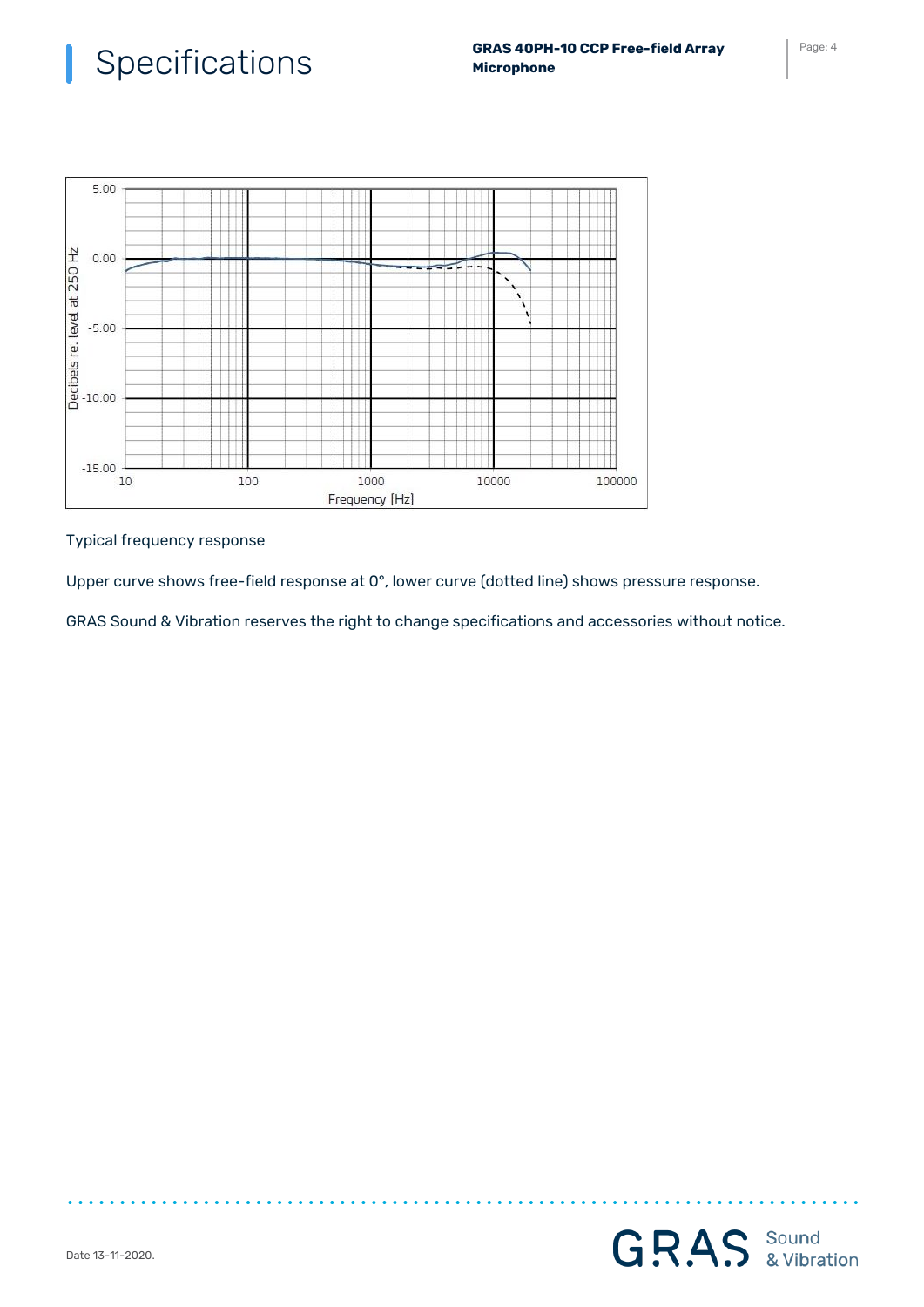# Specifications

Typical frequency response

Upper curve shows free-field response at 0°, lower curve (dotted line) shows pressure response.

GRAS Sound & Vibration reserves the right to change specifications and accessories without notice.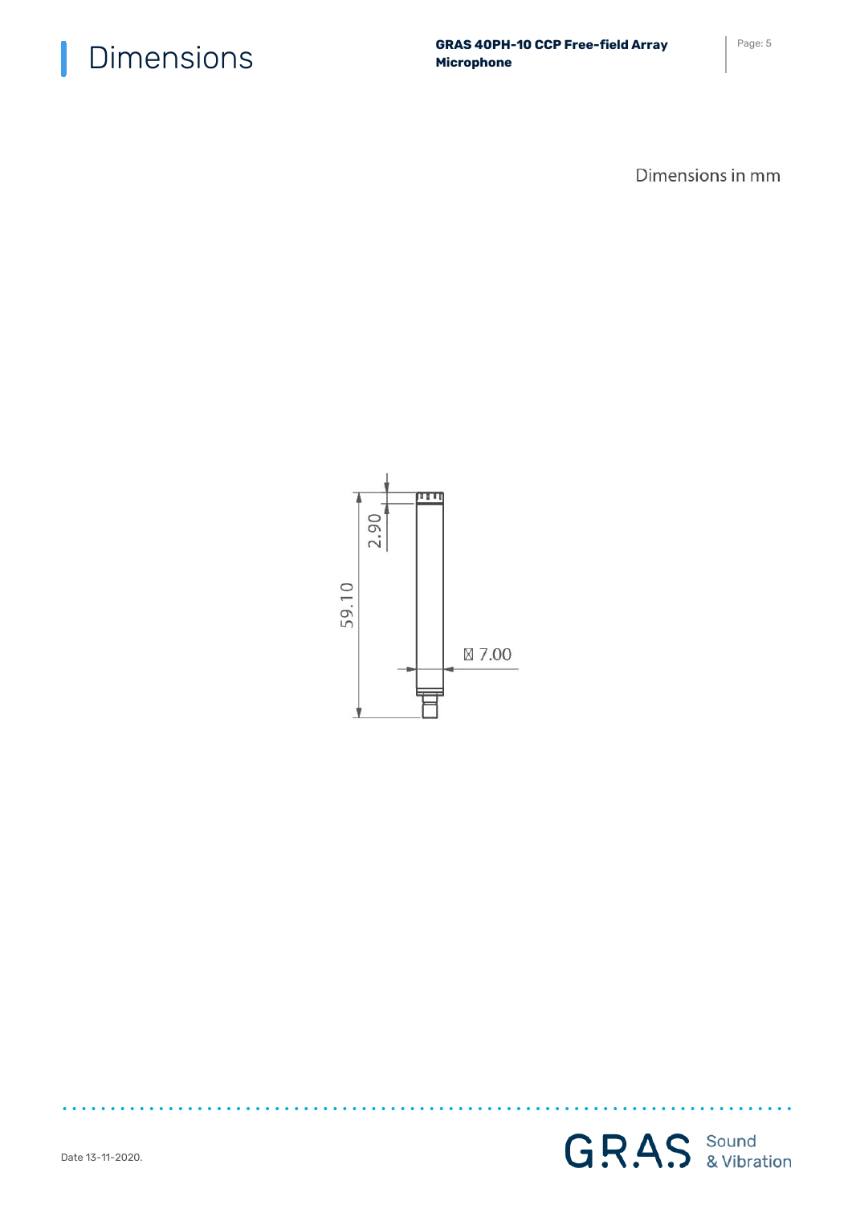# Dimensions

Dimensions in mm

2.90

59.10

Ø 7.00

Date 13-11-2020.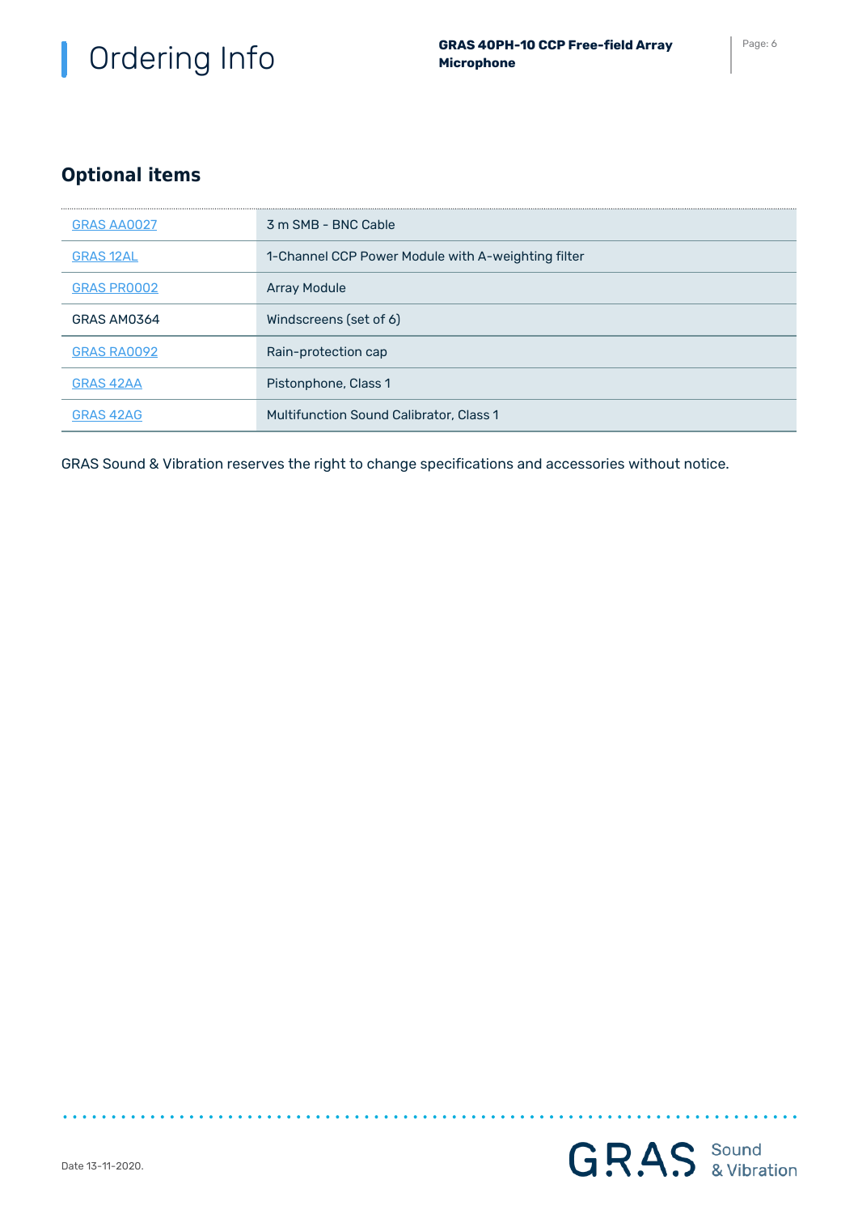## Optional items

| | |
|---|---|
| GRAS AA0027 | 3 m SMB - BNC Cable |
| GRAS 12AL | 1-Channel CCP Power Module with A-weighting filter |
| GRAS PR0002 | Array Module |
| GRAS AM0364 | Windscreens (set of 6) |
| GRAS RA0092 | Rain-protection cap |
| GRAS 42AA | Pistonphone, Class 1 |
| GRAS 42AG | Multifunction Sound Calibrator, Class 1 |

GRAS Sound & Vibration reserves the right to change specifications and accessories without notice.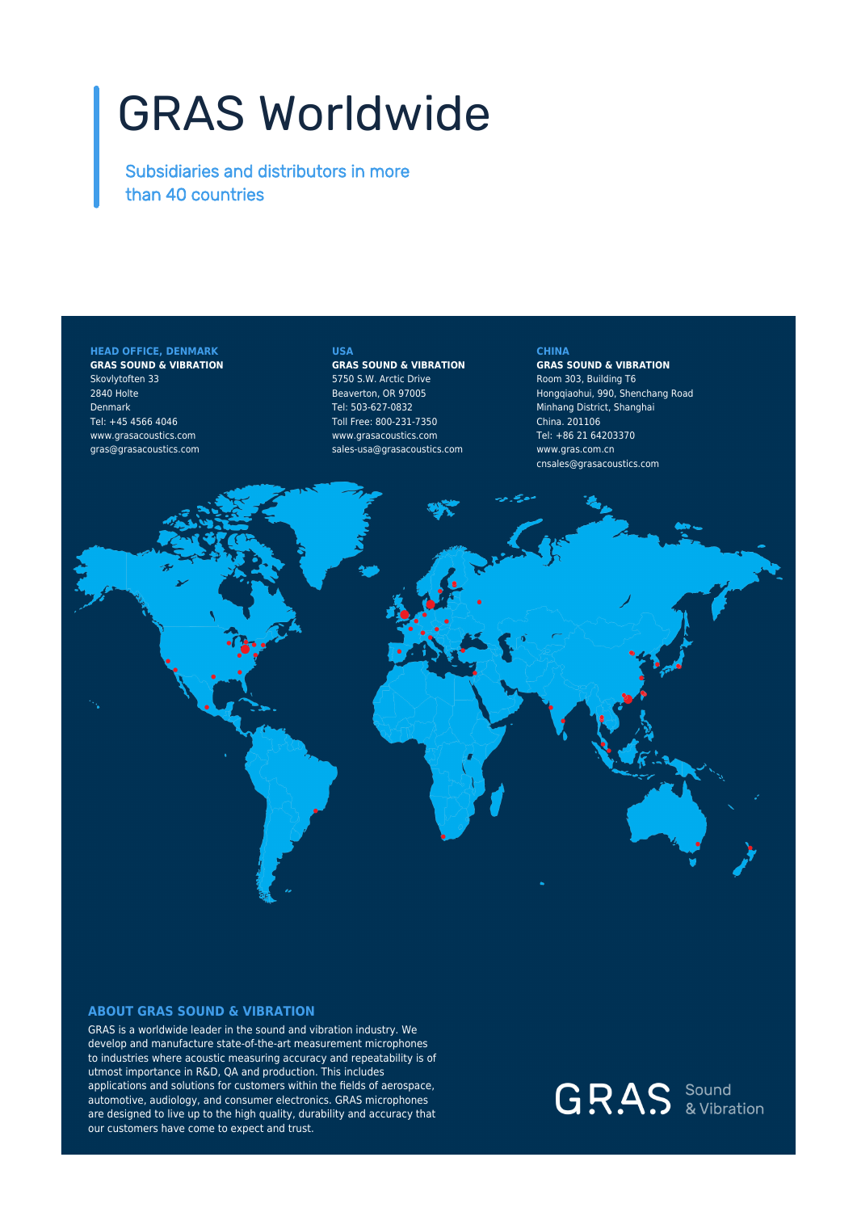# GRAS Worldwide

Subsidiaries and distributors in more than 40 countries

**HEAD OFFICE, DENMARK**
**GRAS SOUND & VIBRATION**
Skovlytoften 33
2840 Holte
Denmark
Tel: +45 4566 4046
www.grasacoustics.com
gras@grasacoustics.com

**USA**
**GRAS SOUND & VIBRATION**
5750 S.W. Arctic Drive
Beaverton, OR 97005
Tel: 503-627-0832
Toll Free: 800-231-7350
www.grasacoustics.com
sales-usa@grasacoustics.com

**CHINA**
**GRAS SOUND & VIBRATION**
Room 303, Building T6
Hongqiaohui, 990, Shenchang Road
Minhang District, Shanghai
China. 201106
Tel: +86 21 64203370
www.gras.com.cn
cnsales@grasacoustics.com

## ABOUT GRAS SOUND & VIBRATION

GRAS is a worldwide leader in the sound and vibration industry. We develop and manufacture state-of-the-art measurement microphones to industries where acoustic measuring accuracy and repeatability is of utmost importance in R&D, QA and production. This includes applications and solutions for customers within the fields of aerospace, automotive, audiology, and consumer electronics. GRAS microphones are designed to live up to the high quality, durability and accuracy that our customers have come to expect and trust.

GRAS Sound & Vibration